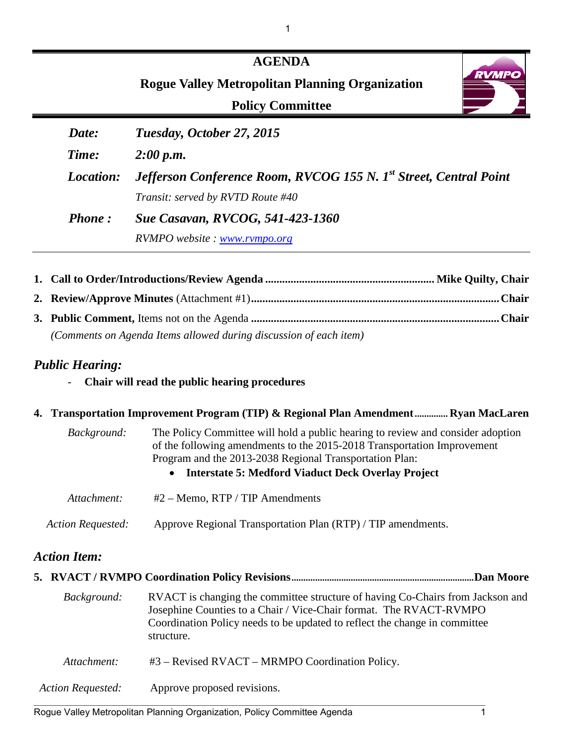# AGENDA

## Rogue Valley Metropolitan Planning Organization

## Policy Committee

| | |
|---|---|
| ***Date:*** | ***Tuesday, October 27, 2015*** |
| ***Time:*** | ***2:00 p.m.*** |
| ***Location:*** | ***Jefferson Conference Room, RVCOG 155 N. 1st Street, Central Point*** |
| | *Transit: served by RVTD Route #40* |
| ***Phone :*** | ***Sue Casavan, RVCOG, 541-423-1360*** |
| | *RVMPO website : www.rvmpo.org* |

1. **Call to Order/Introductions/Review Agenda ............................................................ Mike Quilty, Chair**
2. **Review/Approve Minutes** (Attachment #1)**............................................................................... Chair**
3. **Public Comment,** Items not on the Agenda **.............................................................................. Chair**
   *(Comments on Agenda Items allowed during discussion of each item)*

## *Public Hearing:*

- **Chair will read the public hearing procedures**

4. **Transportation Improvement Program (TIP) & Regional Plan Amendment.............. Ryan MacLaren**

   *Background:* The Policy Committee will hold a public hearing to review and consider adoption of the following amendments to the 2015-2018 Transportation Improvement Program and the 2013-2038 Regional Transportation Plan:
   - **Interstate 5: Medford Viaduct Deck Overlay Project**

   *Attachment:* #2 – Memo, RTP / TIP Amendments

   *Action Requested:* Approve Regional Transportation Plan (RTP) / TIP amendments.

## *Action Item:*

5. **RVACT / RVMPO Coordination Policy Revisions.......................................................................... Dan Moore**

   *Background:* RVACT is changing the committee structure of having Co-Chairs from Jackson and Josephine Counties to a Chair / Vice-Chair format. The RVACT-RVMPO Coordination Policy needs to be updated to reflect the change in committee structure.

   *Attachment:* #3 – Revised RVACT – MRMPO Coordination Policy.

   *Action Requested:* Approve proposed revisions.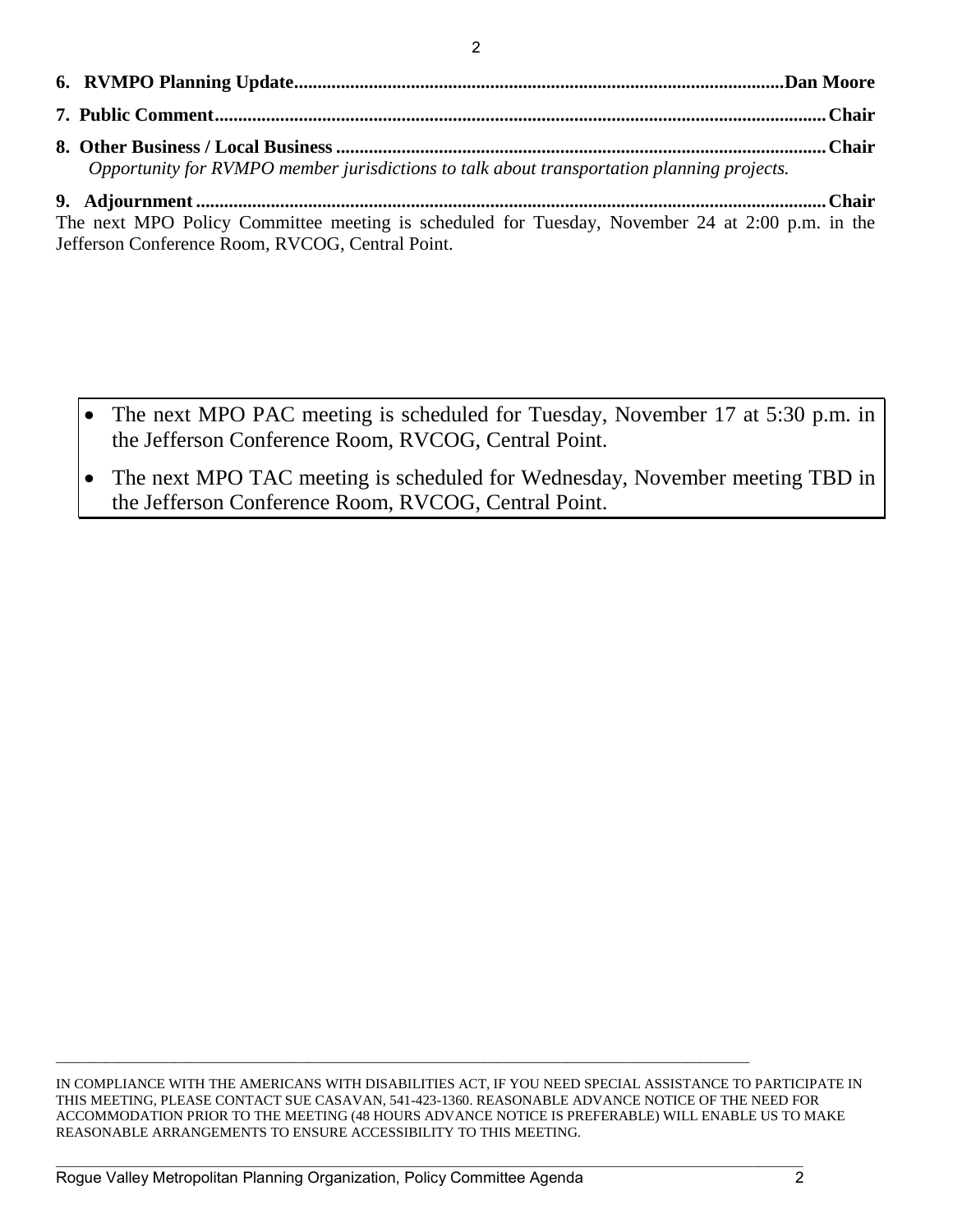**6. RVMPO Planning Update......................................................................................................Dan Moore**

**7. Public Comment.............................................................................................................................Chair**

**8. Other Business / Local Business .......................................................................................................Chair**

*Opportunity for RVMPO member jurisdictions to talk about transportation planning projects.*

**9. Adjournment .................................................................................................................................Chair**

The next MPO Policy Committee meeting is scheduled for Tuesday, November 24 at 2:00 p.m. in the Jefferson Conference Room, RVCOG, Central Point.

- The next MPO PAC meeting is scheduled for Tuesday, November 17 at 5:30 p.m. in the Jefferson Conference Room, RVCOG, Central Point.
- The next MPO TAC meeting is scheduled for Wednesday, November meeting TBD in the Jefferson Conference Room, RVCOG, Central Point.

---

IN COMPLIANCE WITH THE AMERICANS WITH DISABILITIES ACT, IF YOU NEED SPECIAL ASSISTANCE TO PARTICIPATE IN THIS MEETING, PLEASE CONTACT SUE CASAVAN, 541-423-1360. REASONABLE ADVANCE NOTICE OF THE NEED FOR ACCOMMODATION PRIOR TO THE MEETING (48 HOURS ADVANCE NOTICE IS PREFERABLE) WILL ENABLE US TO MAKE REASONABLE ARRANGEMENTS TO ENSURE ACCESSIBILITY TO THIS MEETING.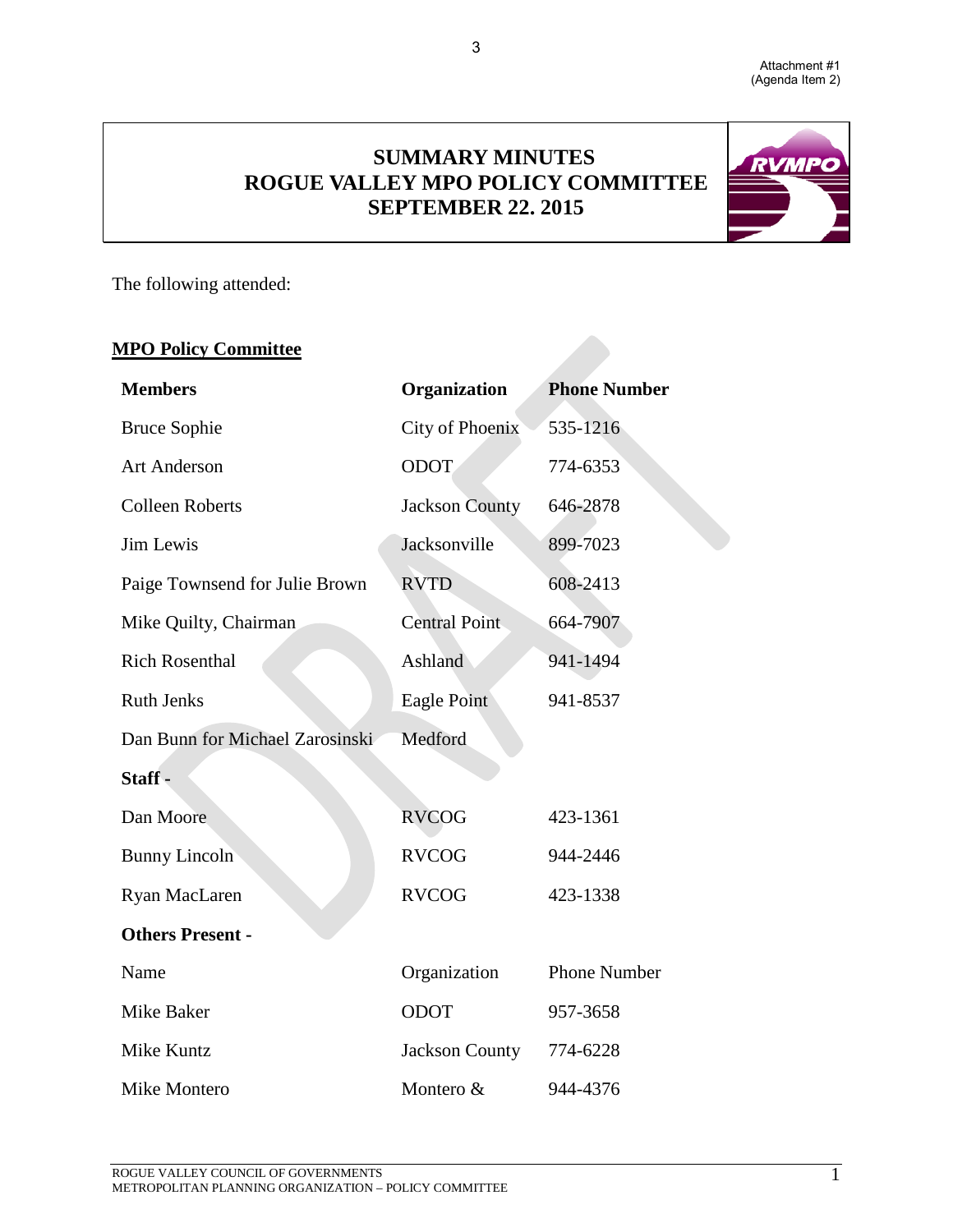Attachment #1
(Agenda Item 2)

# SUMMARY MINUTES
# ROGUE VALLEY MPO POLICY COMMITTEE
# SEPTEMBER 22. 2015

The following attended:

**MPO Policy Committee**

| **Members** | **Organization** | **Phone Number** |
|---|---|---|
| Bruce Sophie | City of Phoenix | 535-1216 |
| Art Anderson | ODOT | 774-6353 |
| Colleen Roberts | Jackson County | 646-2878 |
| Jim Lewis | Jacksonville | 899-7023 |
| Paige Townsend for Julie Brown | RVTD | 608-2413 |
| Mike Quilty, Chairman | Central Point | 664-7907 |
| Rich Rosenthal | Ashland | 941-1494 |
| Ruth Jenks | Eagle Point | 941-8537 |
| Dan Bunn for Michael Zarosinski | Medford | |
| **Staff -** | | |
| Dan Moore | RVCOG | 423-1361 |
| Bunny Lincoln | RVCOG | 944-2446 |
| Ryan MacLaren | RVCOG | 423-1338 |
| **Others Present -** | | |
| Name | Organization | Phone Number |
| Mike Baker | ODOT | 957-3658 |
| Mike Kuntz | Jackson County | 774-6228 |
| Mike Montero | Montero & | 944-4376 |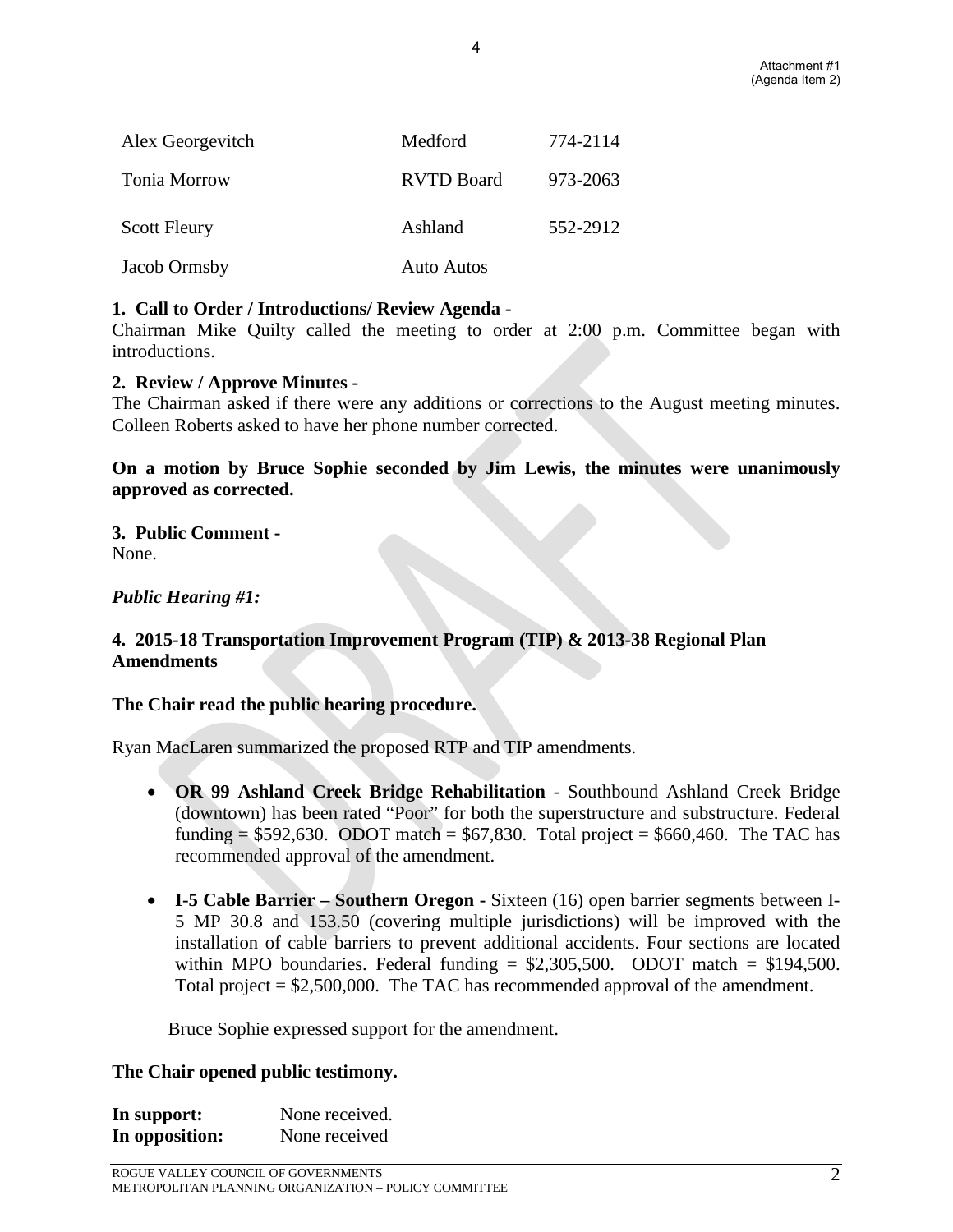| | | |
|---|---|---|
| Alex Georgevitch | Medford | 774-2114 |
| Tonia Morrow | RVTD Board | 973-2063 |
| Scott Fleury | Ashland | 552-2912 |
| Jacob Ormsby | Auto Autos | |

**1. Call to Order / Introductions/ Review Agenda -**
Chairman Mike Quilty called the meeting to order at 2:00 p.m. Committee began with introductions.

**2. Review / Approve Minutes -**
The Chairman asked if there were any additions or corrections to the August meeting minutes. Colleen Roberts asked to have her phone number corrected.

**On a motion by Bruce Sophie seconded by Jim Lewis, the minutes were unanimously approved as corrected.**

**3. Public Comment -**
None.

***Public Hearing #1:***

**4. 2015-18 Transportation Improvement Program (TIP) & 2013-38 Regional Plan Amendments**

**The Chair read the public hearing procedure.**

Ryan MacLaren summarized the proposed RTP and TIP amendments.

- **OR 99 Ashland Creek Bridge Rehabilitation** - Southbound Ashland Creek Bridge (downtown) has been rated "Poor" for both the superstructure and substructure. Federal funding = $592,630. ODOT match = $67,830. Total project = $660,460. The TAC has recommended approval of the amendment.
- **I-5 Cable Barrier – Southern Oregon** - Sixteen (16) open barrier segments between I-5 MP 30.8 and 153.50 (covering multiple jurisdictions) will be improved with the installation of cable barriers to prevent additional accidents. Four sections are located within MPO boundaries. Federal funding = $2,305,500. ODOT match = $194,500. Total project = $2,500,000. The TAC has recommended approval of the amendment.

Bruce Sophie expressed support for the amendment.

**The Chair opened public testimony.**

**In support:** None received.
**In opposition:** None received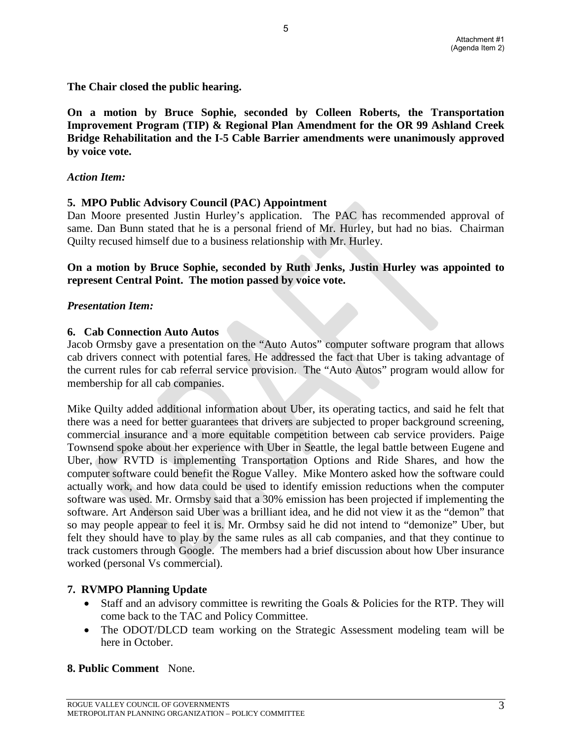Attachment #1
(Agenda Item 2)

**The Chair closed the public hearing.**

**On a motion by Bruce Sophie, seconded by Colleen Roberts, the Transportation Improvement Program (TIP) & Regional Plan Amendment for the OR 99 Ashland Creek Bridge Rehabilitation and the I-5 Cable Barrier amendments were unanimously approved by voice vote.**

*Action Item:*

**5. MPO Public Advisory Council (PAC) Appointment**

Dan Moore presented Justin Hurley's application. The PAC has recommended approval of same. Dan Bunn stated that he is a personal friend of Mr. Hurley, but had no bias. Chairman Quilty recused himself due to a business relationship with Mr. Hurley.

**On a motion by Bruce Sophie, seconded by Ruth Jenks, Justin Hurley was appointed to represent Central Point. The motion passed by voice vote.**

*Presentation Item:*

**6. Cab Connection Auto Autos**

Jacob Ormsby gave a presentation on the "Auto Autos" computer software program that allows cab drivers connect with potential fares. He addressed the fact that Uber is taking advantage of the current rules for cab referral service provision. The "Auto Autos" program would allow for membership for all cab companies.

Mike Quilty added additional information about Uber, its operating tactics, and said he felt that there was a need for better guarantees that drivers are subjected to proper background screening, commercial insurance and a more equitable competition between cab service providers. Paige Townsend spoke about her experience with Uber in Seattle, the legal battle between Eugene and Uber, how RVTD is implementing Transportation Options and Ride Shares, and how the computer software could benefit the Rogue Valley. Mike Montero asked how the software could actually work, and how data could be used to identify emission reductions when the computer software was used. Mr. Ormsby said that a 30% emission has been projected if implementing the software. Art Anderson said Uber was a brilliant idea, and he did not view it as the "demon" that so may people appear to feel it is. Mr. Ormbsy said he did not intend to "demonize" Uber, but felt they should have to play by the same rules as all cab companies, and that they continue to track customers through Google. The members had a brief discussion about how Uber insurance worked (personal Vs commercial).

**7. RVMPO Planning Update**

- Staff and an advisory committee is rewriting the Goals & Policies for the RTP. They will come back to the TAC and Policy Committee.
- The ODOT/DLCD team working on the Strategic Assessment modeling team will be here in October.

**8. Public Comment** None.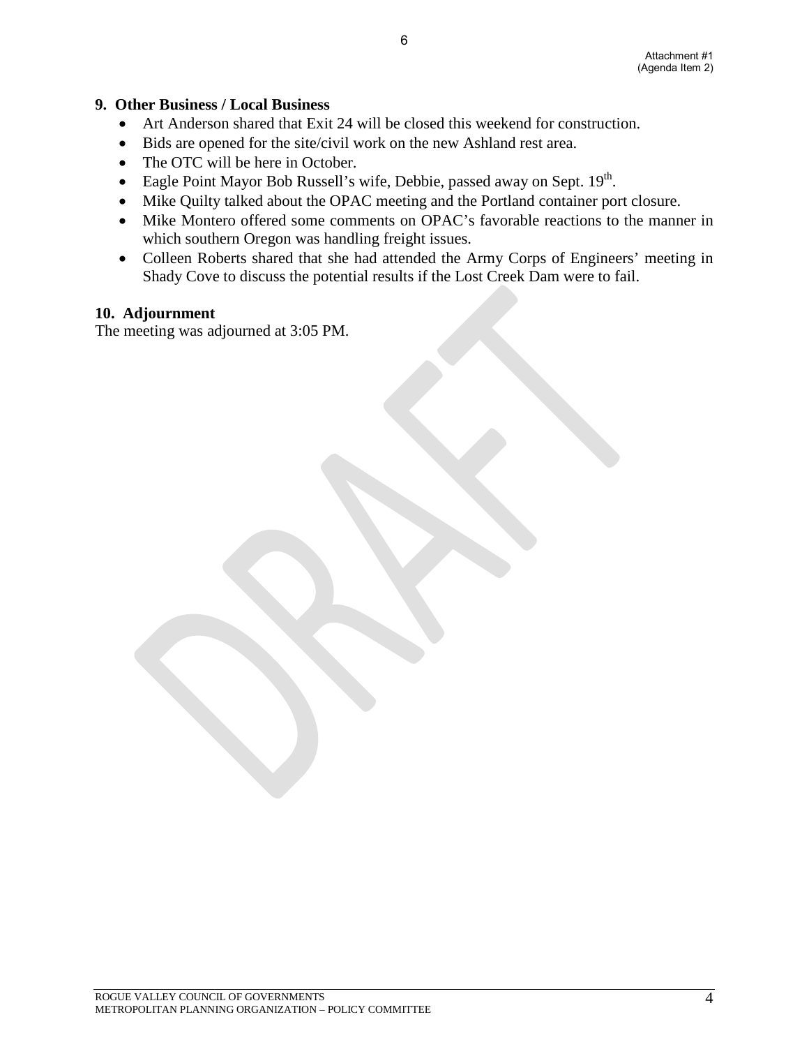Attachment #1
(Agenda Item 2)

## 9. Other Business / Local Business

- Art Anderson shared that Exit 24 will be closed this weekend for construction.
- Bids are opened for the site/civil work on the new Ashland rest area.
- The OTC will be here in October.
- Eagle Point Mayor Bob Russell's wife, Debbie, passed away on Sept. 19th.
- Mike Quilty talked about the OPAC meeting and the Portland container port closure.
- Mike Montero offered some comments on OPAC's favorable reactions to the manner in which southern Oregon was handling freight issues.
- Colleen Roberts shared that she had attended the Army Corps of Engineers' meeting in Shady Cove to discuss the potential results if the Lost Creek Dam were to fail.

## 10. Adjournment

The meeting was adjourned at 3:05 PM.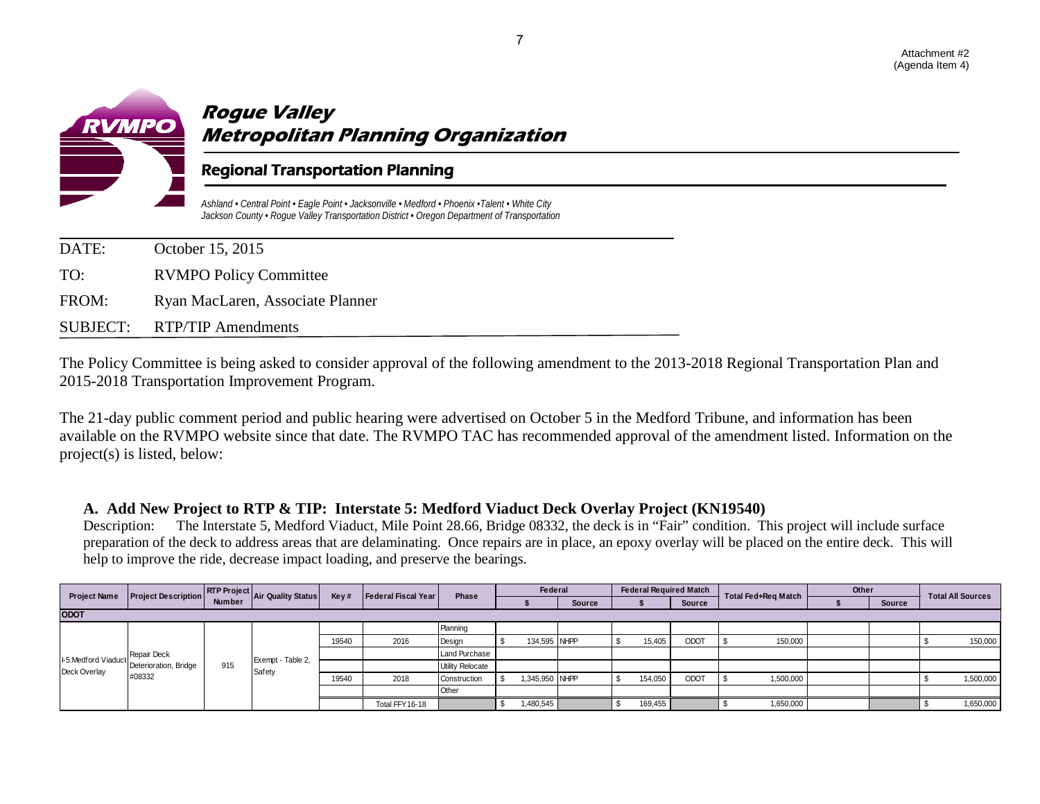Attachment #2
(Agenda Item 4)

# Rogue Valley Metropolitan Planning Organization

## Regional Transportation Planning

*Ashland • Central Point • Eagle Point • Jacksonville • Medford • Phoenix •Talent • White City*
*Jackson County • Rogue Valley Transportation District • Oregon Department of Transportation*

DATE: October 15, 2015

TO: RVMPO Policy Committee

FROM: Ryan MacLaren, Associate Planner

SUBJECT: RTP/TIP Amendments

The Policy Committee is being asked to consider approval of the following amendment to the 2013-2018 Regional Transportation Plan and 2015-2018 Transportation Improvement Program.

The 21-day public comment period and public hearing were advertised on October 5 in the Medford Tribune, and information has been available on the RVMPO website since that date. The RVMPO TAC has recommended approval of the amendment listed. Information on the project(s) is listed, below:

### A. Add New Project to RTP & TIP: Interstate 5: Medford Viaduct Deck Overlay Project (KN19540)

Description: The Interstate 5, Medford Viaduct, Mile Point 28.66, Bridge 08332, the deck is in "Fair" condition. This project will include surface preparation of the deck to address areas that are delaminating. Once repairs are in place, an epoxy overlay will be placed on the entire deck. This will help to improve the ride, decrease impact loading, and preserve the bearings.

| Project Name | Project Description | RTP Project Number | Air Quality Status | Key # | Federal Fiscal Year | Phase | Federal | | Federal Required Match | | Total Fed+Req Match | Other | | Total All Sources |
|---|---|---|---|---|---|---|---|---|---|---|---|---|---|---|
| | | | | | | | $ | Source | $ | Source | | $ | Source | |
| **ODOT** | | | | | | | | | | | | | | |
| I-5:Medford Viaduct Deck Overlay | Repair Deck Deterioration, Bridge #08332 | 915 | Exempt - Table 2, Safety | | | Planning | | | | | | | | |
| | | | | 19540 | 2016 | Design | $ 134,595 | NHPP | $ 15,405 | ODOT | $ 150,000 | | | $ 150,000 |
| | | | | | | Land Purchase | | | | | | | | |
| | | | | | | Utility Relocate | | | | | | | | |
| | | | | 19540 | 2018 | Construction | $ 1,345,950 | NHPP | $ 154,050 | ODOT | $ 1,500,000 | | | $ 1,500,000 |
| | | | | | | Other | | | | | | | | |
| | | | | | Total FFY16-18 | | $ 1,480,545 | | $ 169,455 | | $ 1,650,000 | | | $ 1,650,000 |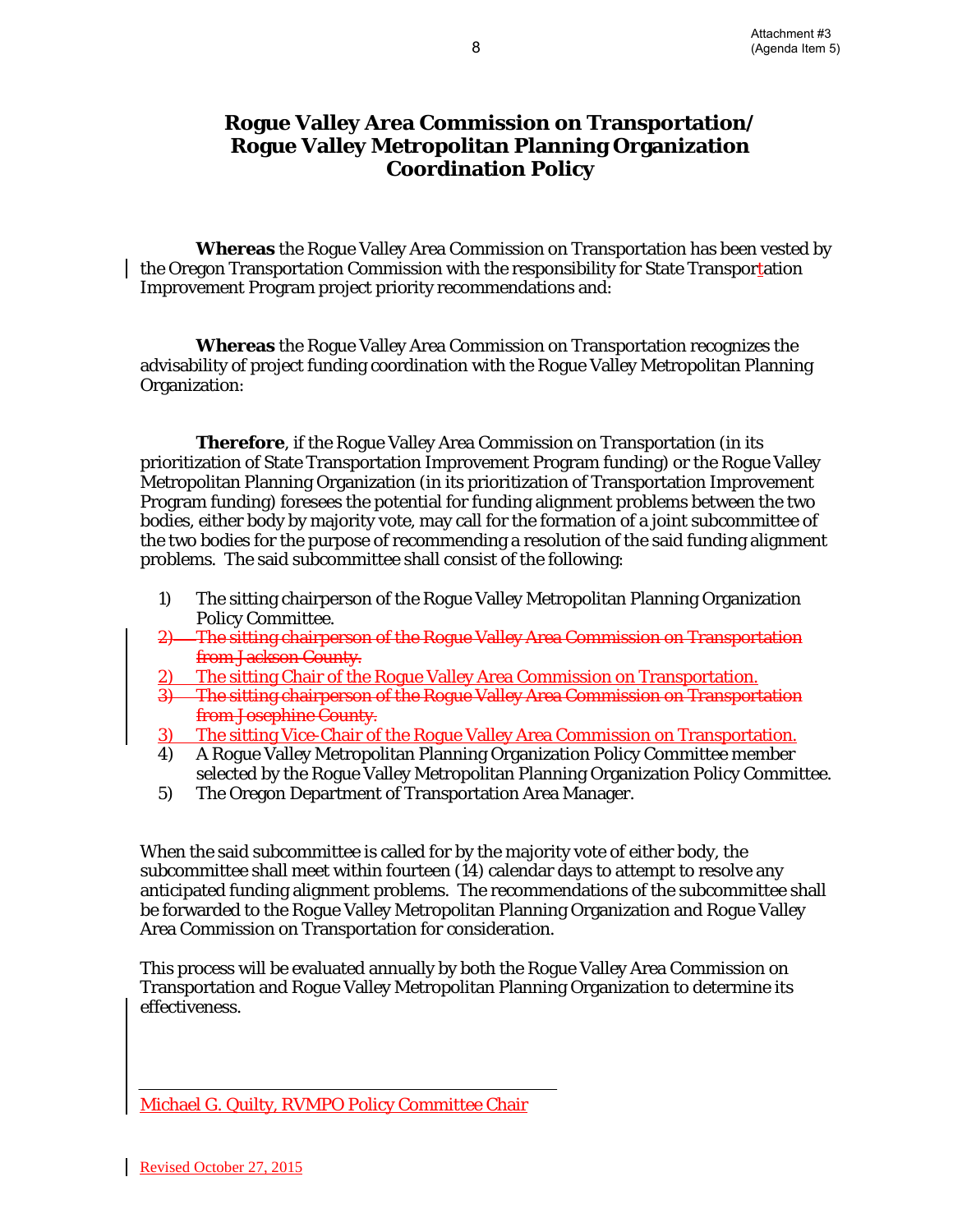# Rogue Valley Area Commission on Transportation/ Rogue Valley Metropolitan Planning Organization Coordination Policy

**Whereas** the Rogue Valley Area Commission on Transportation has been vested by the Oregon Transportation Commission with the responsibility for State Transportation Improvement Program project priority recommendations and:

**Whereas** the Rogue Valley Area Commission on Transportation recognizes the advisability of project funding coordination with the Rogue Valley Metropolitan Planning Organization:

**Therefore**, if the Rogue Valley Area Commission on Transportation (in its prioritization of State Transportation Improvement Program funding) or the Rogue Valley Metropolitan Planning Organization (in its prioritization of Transportation Improvement Program funding) foresees the potential for funding alignment problems between the two bodies, either body by majority vote, may call for the formation of a joint subcommittee of the two bodies for the purpose of recommending a resolution of the said funding alignment problems. The said subcommittee shall consist of the following:

1) The sitting chairperson of the Rogue Valley Metropolitan Planning Organization Policy Committee.
~~2) The sitting chairperson of the Rogue Valley Area Commission on Transportation from Jackson County.~~
2) The sitting Chair of the Rogue Valley Area Commission on Transportation.
~~3) The sitting chairperson of the Rogue Valley Area Commission on Transportation from Josephine County.~~
3) The sitting Vice-Chair of the Rogue Valley Area Commission on Transportation.
4) A Rogue Valley Metropolitan Planning Organization Policy Committee member selected by the Rogue Valley Metropolitan Planning Organization Policy Committee.
5) The Oregon Department of Transportation Area Manager.

When the said subcommittee is called for by the majority vote of either body, the subcommittee shall meet within fourteen (14) calendar days to attempt to resolve any anticipated funding alignment problems. The recommendations of the subcommittee shall be forwarded to the Rogue Valley Metropolitan Planning Organization and Rogue Valley Area Commission on Transportation for consideration.

This process will be evaluated annually by both the Rogue Valley Area Commission on Transportation and Rogue Valley Metropolitan Planning Organization to determine its effectiveness.

\_\_\_\_\_\_\_\_\_\_\_\_\_\_\_\_\_\_\_\_\_\_\_\_\_\_\_\_\_\_\_\_\_\_\_\_\_\_\_\_

Michael G. Quilty, RVMPO Policy Committee Chair

Revised October 27, 2015